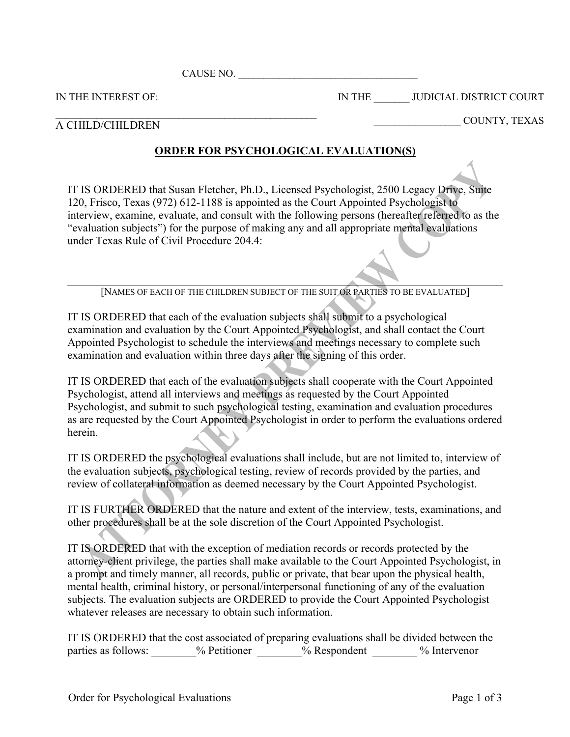CAUSE NO. ___________________________________

IN THE INTEREST OF: IN THE _______ JUDICIAL DISTRICT COURT

_____________________________________________________ ________________ COUNTY, TEXAS

A CHILD/CHILDREN

## ORDER FOR PSYCHOLOGICAL EVALUATION(S)

IT IS ORDERED that Susan Fletcher, Ph.D., Licensed Psychologist, 2500 Legacy Drive, Suite 120, Frisco, Texas (972) 612-1188 is appointed as the Court Appointed Psychologist to interview, examine, evaluate, and consult with the following persons (hereafter referred to as the "evaluation subjects") for the purpose of making any and all appropriate mental evaluations under Texas Rule of Civil Procedure 204.4:

_____________________________________________________________________________________

[NAMES OF EACH OF THE CHILDREN SUBJECT OF THE SUIT OR PARTIES TO BE EVALUATED]

IT IS ORDERED that each of the evaluation subjects shall submit to a psychological examination and evaluation by the Court Appointed Psychologist, and shall contact the Court Appointed Psychologist to schedule the interviews and meetings necessary to complete such examination and evaluation within three days after the signing of this order.

IT IS ORDERED that each of the evaluation subjects shall cooperate with the Court Appointed Psychologist, attend all interviews and meetings as requested by the Court Appointed Psychologist, and submit to such psychological testing, examination and evaluation procedures as are requested by the Court Appointed Psychologist in order to perform the evaluations ordered herein.

IT IS ORDERED the psychological evaluations shall include, but are not limited to, interview of the evaluation subjects, psychological testing, review of records provided by the parties, and review of collateral information as deemed necessary by the Court Appointed Psychologist.

IT IS FURTHER ORDERED that the nature and extent of the interview, tests, examinations, and other procedures shall be at the sole discretion of the Court Appointed Psychologist.

IT IS ORDERED that with the exception of mediation records or records protected by the attorney-client privilege, the parties shall make available to the Court Appointed Psychologist, in a prompt and timely manner, all records, public or private, that bear upon the physical health, mental health, criminal history, or personal/interpersonal functioning of any of the evaluation subjects. The evaluation subjects are ORDERED to provide the Court Appointed Psychologist whatever releases are necessary to obtain such information.

IT IS ORDERED that the cost associated of preparing evaluations shall be divided between the parties as follows: ________% Petitioner ________% Respondent ________ % Intervenor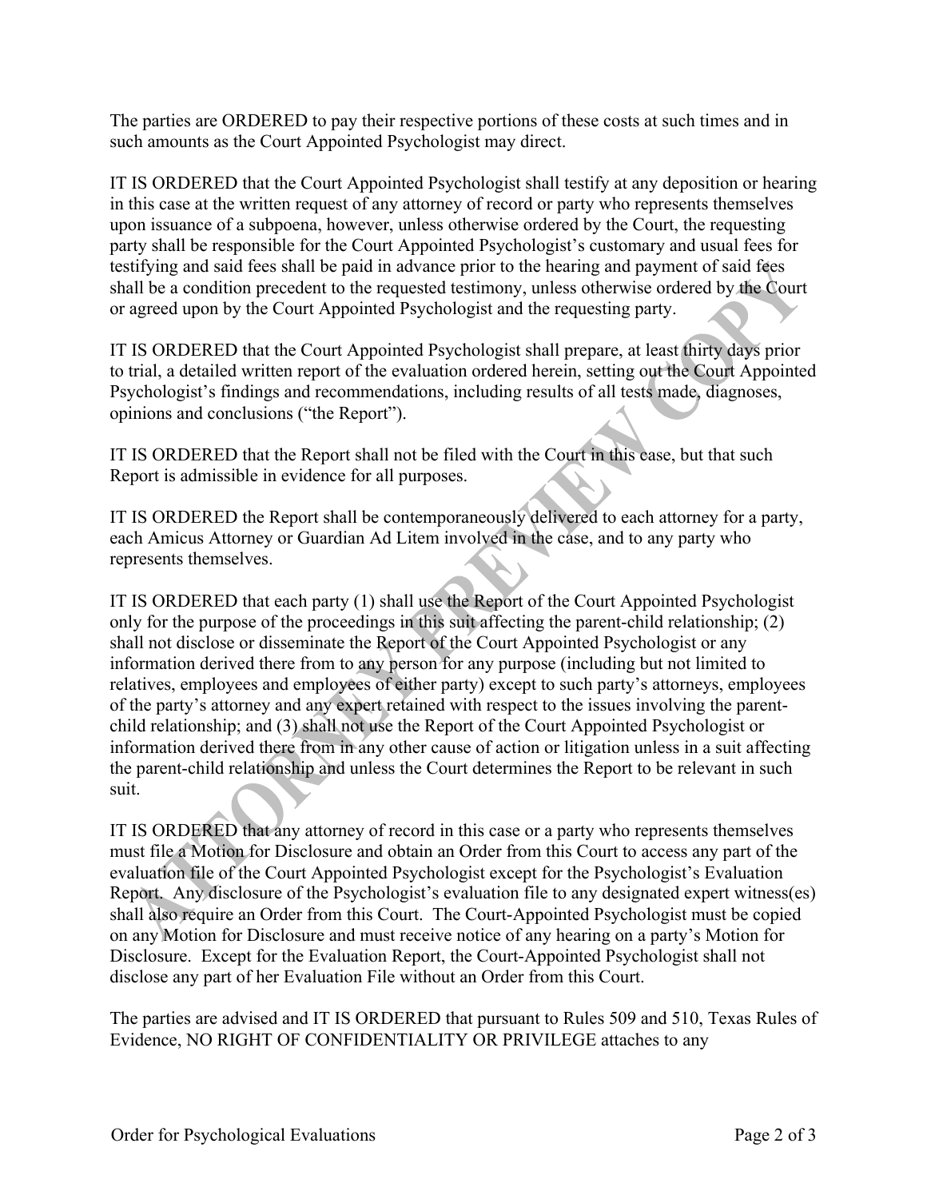The parties are ORDERED to pay their respective portions of these costs at such times and in such amounts as the Court Appointed Psychologist may direct.

IT IS ORDERED that the Court Appointed Psychologist shall testify at any deposition or hearing in this case at the written request of any attorney of record or party who represents themselves upon issuance of a subpoena, however, unless otherwise ordered by the Court, the requesting party shall be responsible for the Court Appointed Psychologist's customary and usual fees for testifying and said fees shall be paid in advance prior to the hearing and payment of said fees shall be a condition precedent to the requested testimony, unless otherwise ordered by the Court or agreed upon by the Court Appointed Psychologist and the requesting party.

IT IS ORDERED that the Court Appointed Psychologist shall prepare, at least thirty days prior to trial, a detailed written report of the evaluation ordered herein, setting out the Court Appointed Psychologist's findings and recommendations, including results of all tests made, diagnoses, opinions and conclusions ("the Report").

IT IS ORDERED that the Report shall not be filed with the Court in this case, but that such Report is admissible in evidence for all purposes.

IT IS ORDERED the Report shall be contemporaneously delivered to each attorney for a party, each Amicus Attorney or Guardian Ad Litem involved in the case, and to any party who represents themselves.

IT IS ORDERED that each party (1) shall use the Report of the Court Appointed Psychologist only for the purpose of the proceedings in this suit affecting the parent-child relationship; (2) shall not disclose or disseminate the Report of the Court Appointed Psychologist or any information derived there from to any person for any purpose (including but not limited to relatives, employees and employees of either party) except to such party's attorneys, employees of the party's attorney and any expert retained with respect to the issues involving the parent-child relationship; and (3) shall not use the Report of the Court Appointed Psychologist or information derived there from in any other cause of action or litigation unless in a suit affecting the parent-child relationship and unless the Court determines the Report to be relevant in such suit.

IT IS ORDERED that any attorney of record in this case or a party who represents themselves must file a Motion for Disclosure and obtain an Order from this Court to access any part of the evaluation file of the Court Appointed Psychologist except for the Psychologist's Evaluation Report. Any disclosure of the Psychologist's evaluation file to any designated expert witness(es) shall also require an Order from this Court. The Court-Appointed Psychologist must be copied on any Motion for Disclosure and must receive notice of any hearing on a party's Motion for Disclosure. Except for the Evaluation Report, the Court-Appointed Psychologist shall not disclose any part of her Evaluation File without an Order from this Court.

The parties are advised and IT IS ORDERED that pursuant to Rules 509 and 510, Texas Rules of Evidence, NO RIGHT OF CONFIDENTIALITY OR PRIVILEGE attaches to any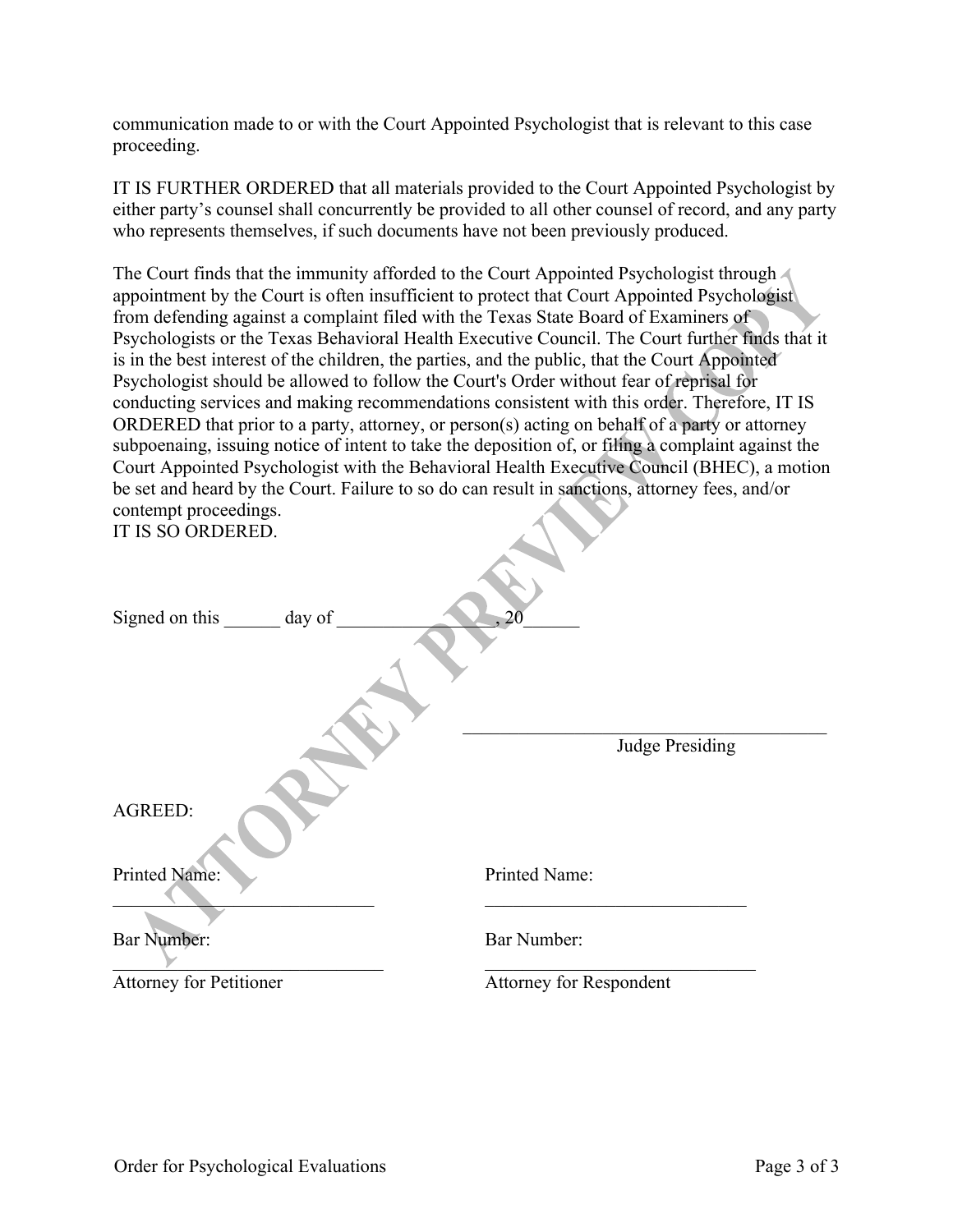communication made to or with the Court Appointed Psychologist that is relevant to this case proceeding.

IT IS FURTHER ORDERED that all materials provided to the Court Appointed Psychologist by either party's counsel shall concurrently be provided to all other counsel of record, and any party who represents themselves, if such documents have not been previously produced.

The Court finds that the immunity afforded to the Court Appointed Psychologist through appointment by the Court is often insufficient to protect that Court Appointed Psychologist from defending against a complaint filed with the Texas State Board of Examiners of Psychologists or the Texas Behavioral Health Executive Council. The Court further finds that it is in the best interest of the children, the parties, and the public, that the Court Appointed Psychologist should be allowed to follow the Court's Order without fear of reprisal for conducting services and making recommendations consistent with this order. Therefore, IT IS ORDERED that prior to a party, attorney, or person(s) acting on behalf of a party or attorney subpoenaing, issuing notice of intent to take the deposition of, or filing a complaint against the Court Appointed Psychologist with the Behavioral Health Executive Council (BHEC), a motion be set and heard by the Court. Failure to so do can result in sanctions, attorney fees, and/or contempt proceedings.
IT IS SO ORDERED.

Signed on this ______ day of ________________, 20______

\_\_\_\_\_\_\_\_\_\_\_\_\_\_\_\_\_\_\_\_\_\_\_\_\_\_\_\_\_\_\_\_\_\_\_\_\_\_\_\_
Judge Presiding

AGREED:

Printed Name: \_\_\_\_\_\_\_\_\_\_\_\_\_\_\_\_\_\_\_\_\_\_\_\_\_\_\_\_
Bar Number: \_\_\_\_\_\_\_\_\_\_\_\_\_\_\_\_\_\_\_\_\_\_\_\_\_\_\_\_\_\_
Attorney for Petitioner

Printed Name: \_\_\_\_\_\_\_\_\_\_\_\_\_\_\_\_\_\_\_\_\_\_\_\_\_\_\_\_
Bar Number: \_\_\_\_\_\_\_\_\_\_\_\_\_\_\_\_\_\_\_\_\_\_\_\_\_\_\_\_\_\_
Attorney for Respondent